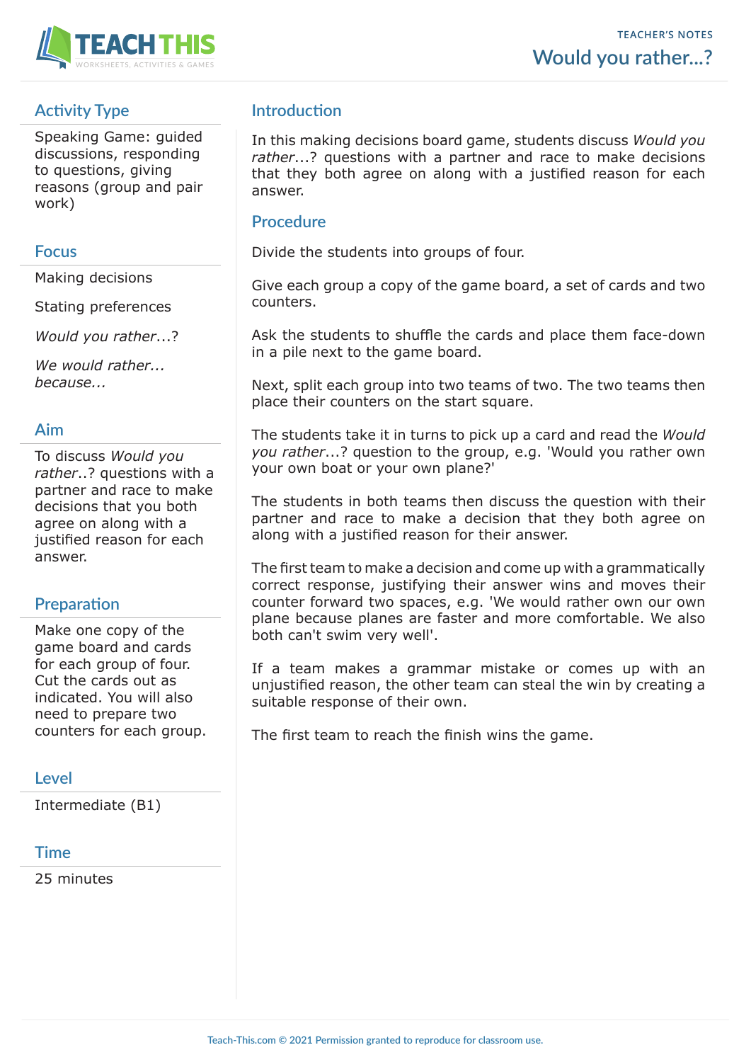TEACHER'S NOTES

# Would you rather...?

## Activity Type

Speaking Game: guided discussions, responding to questions, giving reasons (group and pair work)

## Focus

Making decisions

Stating preferences

*Would you rather*...?

*We would rather... because...*

## Aim

To discuss *Would you rather*..? questions with a partner and race to make decisions that you both agree on along with a justified reason for each answer.

## Preparation

Make one copy of the game board and cards for each group of four. Cut the cards out as indicated. You will also need to prepare two counters for each group.

## Level

Intermediate (B1)

## Time

25 minutes

## Introduction

In this making decisions board game, students discuss *Would you rather*...? questions with a partner and race to make decisions that they both agree on along with a justified reason for each answer.

## Procedure

Divide the students into groups of four.

Give each group a copy of the game board, a set of cards and two counters.

Ask the students to shuffle the cards and place them face-down in a pile next to the game board.

Next, split each group into two teams of two. The two teams then place their counters on the start square.

The students take it in turns to pick up a card and read the *Would you rather*...? question to the group, e.g. 'Would you rather own your own boat or your own plane?'

The students in both teams then discuss the question with their partner and race to make a decision that they both agree on along with a justified reason for their answer.

The first team to make a decision and come up with a grammatically correct response, justifying their answer wins and moves their counter forward two spaces, e.g. 'We would rather own our own plane because planes are faster and more comfortable. We also both can't swim very well'.

If a team makes a grammar mistake or comes up with an unjustified reason, the other team can steal the win by creating a suitable response of their own.

The first team to reach the finish wins the game.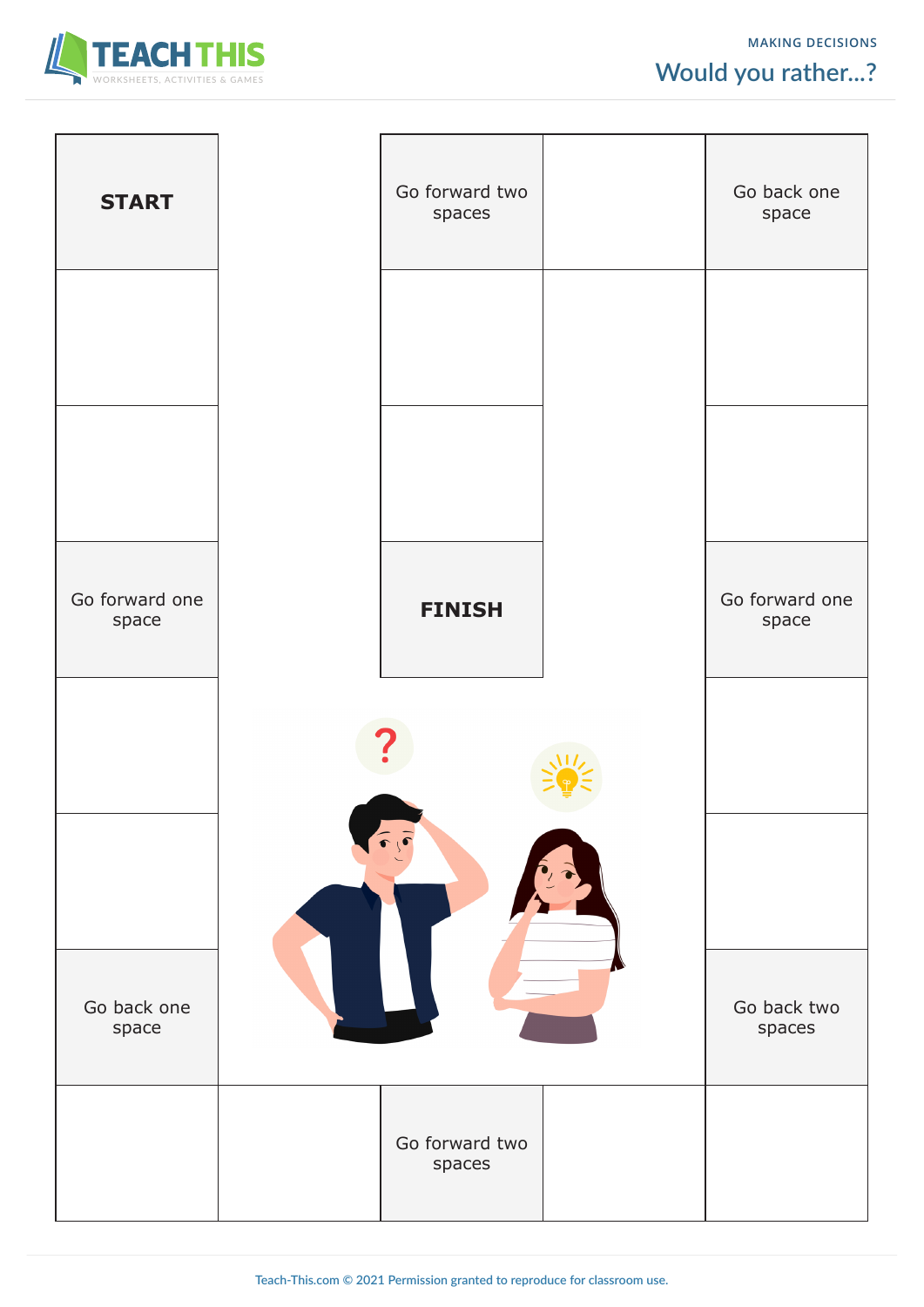# Would you rather...?

**START**

Go forward two spaces

Go back one space

Go forward one space

**FINISH**

Go forward one space

Go back one space

Go back two spaces

Go forward two spaces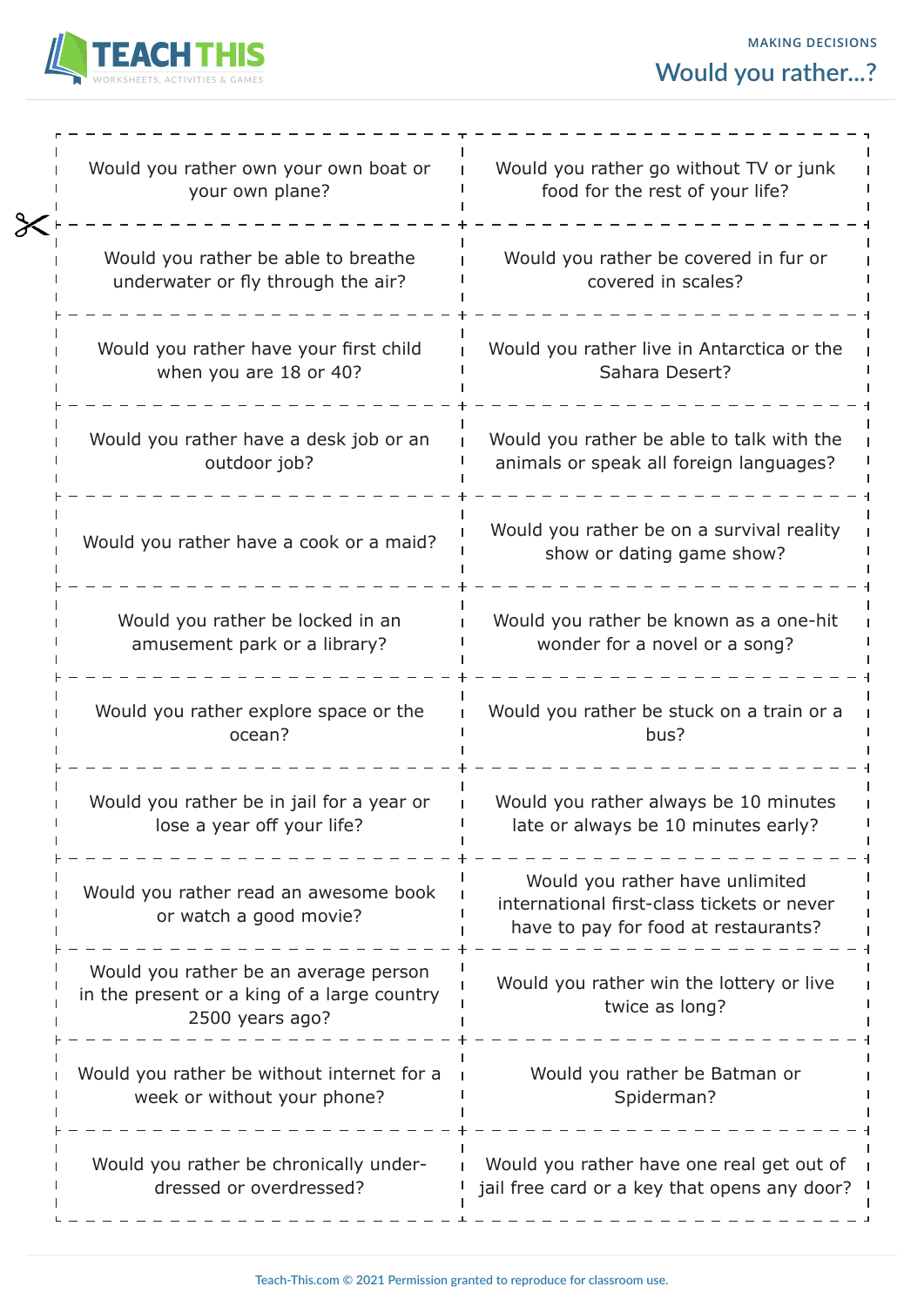MAKING DECISIONS

# Would you rather...?

| | |
|---|---|
| Would you rather own your own boat or your own plane? | Would you rather go without TV or junk food for the rest of your life? |
| Would you rather be able to breathe underwater or fly through the air? | Would you rather be covered in fur or covered in scales? |
| Would you rather have your first child when you are 18 or 40? | Would you rather live in Antarctica or the Sahara Desert? |
| Would you rather have a desk job or an outdoor job? | Would you rather be able to talk with the animals or speak all foreign languages? |
| Would you rather have a cook or a maid? | Would you rather be on a survival reality show or dating game show? |
| Would you rather be locked in an amusement park or a library? | Would you rather be known as a one-hit wonder for a novel or a song? |
| Would you rather explore space or the ocean? | Would you rather be stuck on a train or a bus? |
| Would you rather be in jail for a year or lose a year off your life? | Would you rather always be 10 minutes late or always be 10 minutes early? |
| Would you rather read an awesome book or watch a good movie? | Would you rather have unlimited international first-class tickets or never have to pay for food at restaurants? |
| Would you rather be an average person in the present or a king of a large country 2500 years ago? | Would you rather win the lottery or live twice as long? |
| Would you rather be without internet for a week or without your phone? | Would you rather be Batman or Spiderman? |
| Would you rather be chronically under-dressed or overdressed? | Would you rather have one real get out of jail free card or a key that opens any door? |

Teach-This.com © 2021 Permission granted to reproduce for classroom use.